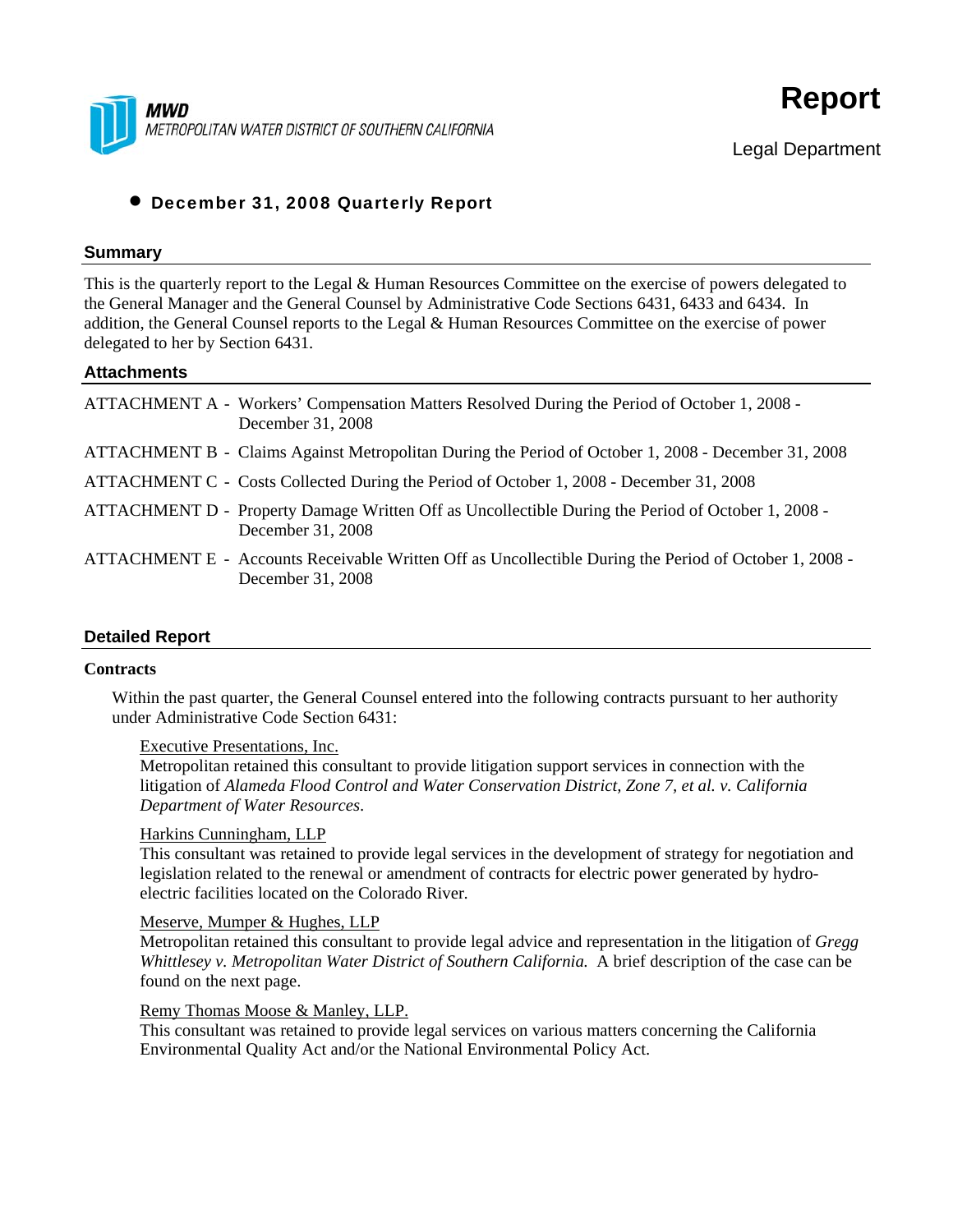MWD
METROPOLITAN WATER DISTRICT OF SOUTHERN CALIFORNIA

# Report

Legal Department

- **December 31, 2008 Quarterly Report**

## Summary

This is the quarterly report to the Legal & Human Resources Committee on the exercise of powers delegated to the General Manager and the General Counsel by Administrative Code Sections 6431, 6433 and 6434. In addition, the General Counsel reports to the Legal & Human Resources Committee on the exercise of power delegated to her by Section 6431.

## Attachments

ATTACHMENT A - Workers' Compensation Matters Resolved During the Period of October 1, 2008 - December 31, 2008

ATTACHMENT B - Claims Against Metropolitan During the Period of October 1, 2008 - December 31, 2008

ATTACHMENT C - Costs Collected During the Period of October 1, 2008 - December 31, 2008

ATTACHMENT D - Property Damage Written Off as Uncollectible During the Period of October 1, 2008 - December 31, 2008

ATTACHMENT E - Accounts Receivable Written Off as Uncollectible During the Period of October 1, 2008 - December 31, 2008

## Detailed Report

### Contracts

Within the past quarter, the General Counsel entered into the following contracts pursuant to her authority under Administrative Code Section 6431:

Executive Presentations, Inc.
Metropolitan retained this consultant to provide litigation support services in connection with the litigation of *Alameda Flood Control and Water Conservation District, Zone 7, et al. v. California Department of Water Resources*.

Harkins Cunningham, LLP
This consultant was retained to provide legal services in the development of strategy for negotiation and legislation related to the renewal or amendment of contracts for electric power generated by hydro-electric facilities located on the Colorado River.

Meserve, Mumper & Hughes, LLP
Metropolitan retained this consultant to provide legal advice and representation in the litigation of *Gregg Whittlesey v. Metropolitan Water District of Southern California.* A brief description of the case can be found on the next page.

Remy Thomas Moose & Manley, LLP.
This consultant was retained to provide legal services on various matters concerning the California Environmental Quality Act and/or the National Environmental Policy Act.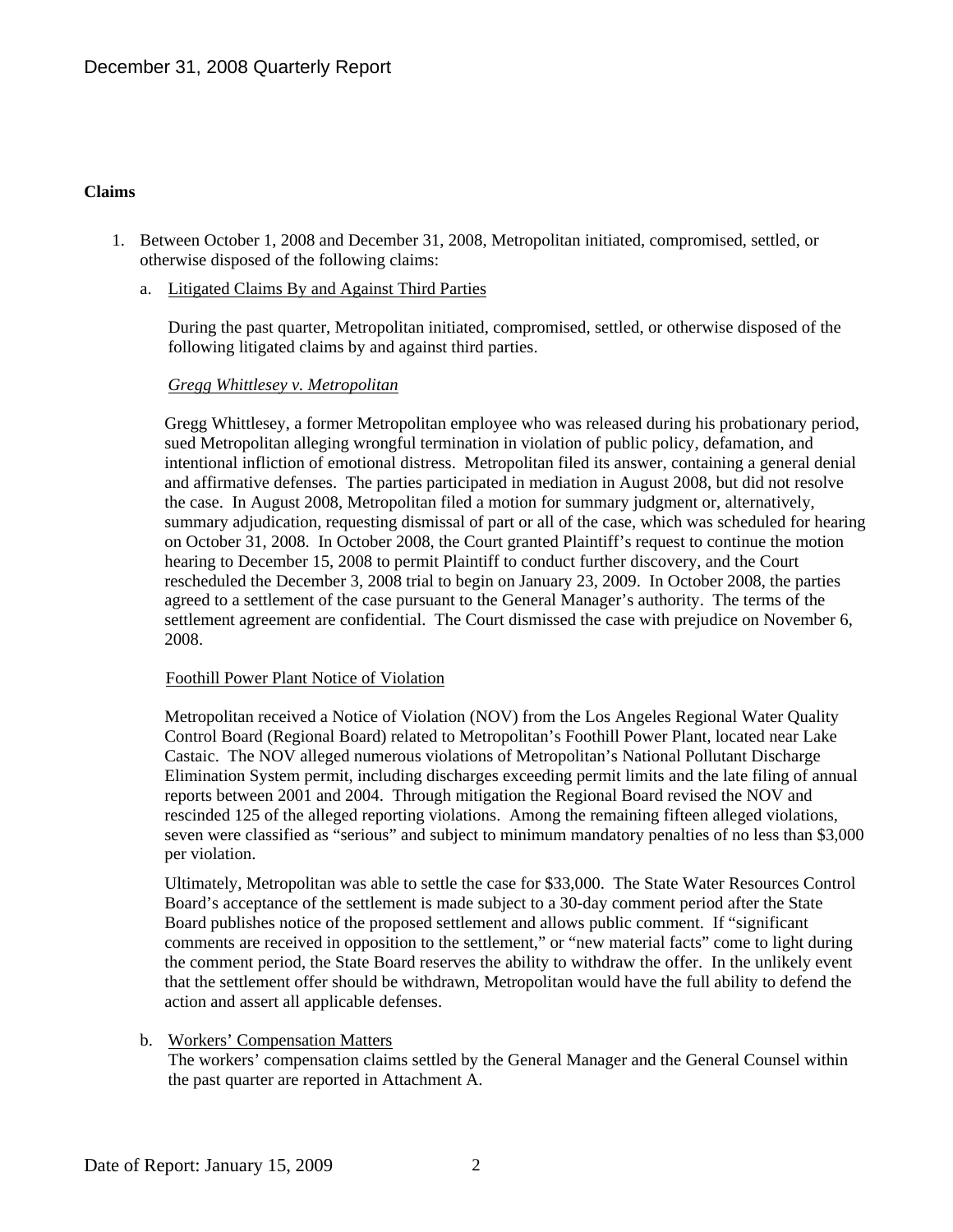**Claims**

1. Between October 1, 2008 and December 31, 2008, Metropolitan initiated, compromised, settled, or otherwise disposed of the following claims:

   a. Litigated Claims By and Against Third Parties

      During the past quarter, Metropolitan initiated, compromised, settled, or otherwise disposed of the following litigated claims by and against third parties.

      *Gregg Whittlesey v. Metropolitan*

      Gregg Whittlesey, a former Metropolitan employee who was released during his probationary period, sued Metropolitan alleging wrongful termination in violation of public policy, defamation, and intentional infliction of emotional distress. Metropolitan filed its answer, containing a general denial and affirmative defenses. The parties participated in mediation in August 2008, but did not resolve the case. In August 2008, Metropolitan filed a motion for summary judgment or, alternatively, summary adjudication, requesting dismissal of part or all of the case, which was scheduled for hearing on October 31, 2008. In October 2008, the Court granted Plaintiff's request to continue the motion hearing to December 15, 2008 to permit Plaintiff to conduct further discovery, and the Court rescheduled the December 3, 2008 trial to begin on January 23, 2009. In October 2008, the parties agreed to a settlement of the case pursuant to the General Manager's authority. The terms of the settlement agreement are confidential. The Court dismissed the case with prejudice on November 6, 2008.

      Foothill Power Plant Notice of Violation

      Metropolitan received a Notice of Violation (NOV) from the Los Angeles Regional Water Quality Control Board (Regional Board) related to Metropolitan's Foothill Power Plant, located near Lake Castaic. The NOV alleged numerous violations of Metropolitan's National Pollutant Discharge Elimination System permit, including discharges exceeding permit limits and the late filing of annual reports between 2001 and 2004. Through mitigation the Regional Board revised the NOV and rescinded 125 of the alleged reporting violations. Among the remaining fifteen alleged violations, seven were classified as "serious" and subject to minimum mandatory penalties of no less than $3,000 per violation.

      Ultimately, Metropolitan was able to settle the case for $33,000. The State Water Resources Control Board's acceptance of the settlement is made subject to a 30-day comment period after the State Board publishes notice of the proposed settlement and allows public comment. If "significant comments are received in opposition to the settlement," or "new material facts" come to light during the comment period, the State Board reserves the ability to withdraw the offer. In the unlikely event that the settlement offer should be withdrawn, Metropolitan would have the full ability to defend the action and assert all applicable defenses.

   b. Workers' Compensation Matters

      The workers' compensation claims settled by the General Manager and the General Counsel within the past quarter are reported in Attachment A.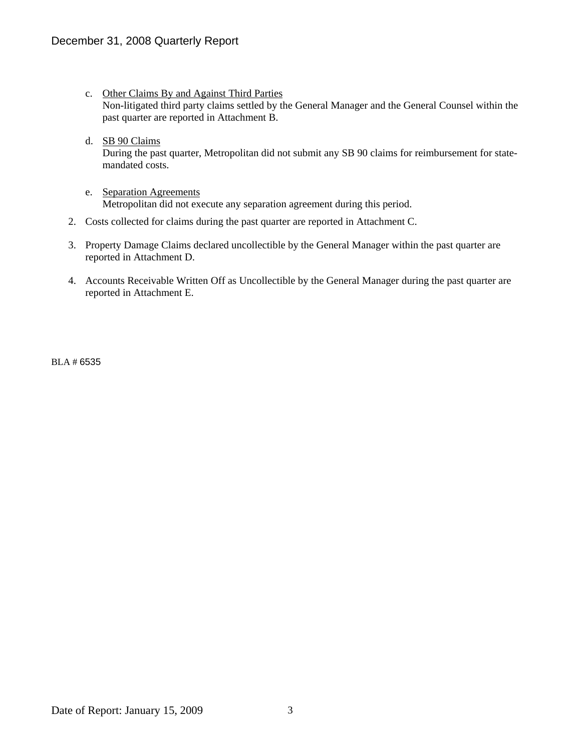c. <u>Other Claims By and Against Third Parties</u>
   Non-litigated third party claims settled by the General Manager and the General Counsel within the past quarter are reported in Attachment B.

d. <u>SB 90 Claims</u>
   During the past quarter, Metropolitan did not submit any SB 90 claims for reimbursement for state-mandated costs.

e. <u>Separation Agreements</u>
   Metropolitan did not execute any separation agreement during this period.

2. Costs collected for claims during the past quarter are reported in Attachment C.

3. Property Damage Claims declared uncollectible by the General Manager within the past quarter are reported in Attachment D.

4. Accounts Receivable Written Off as Uncollectible by the General Manager during the past quarter are reported in Attachment E.

BLA # 6535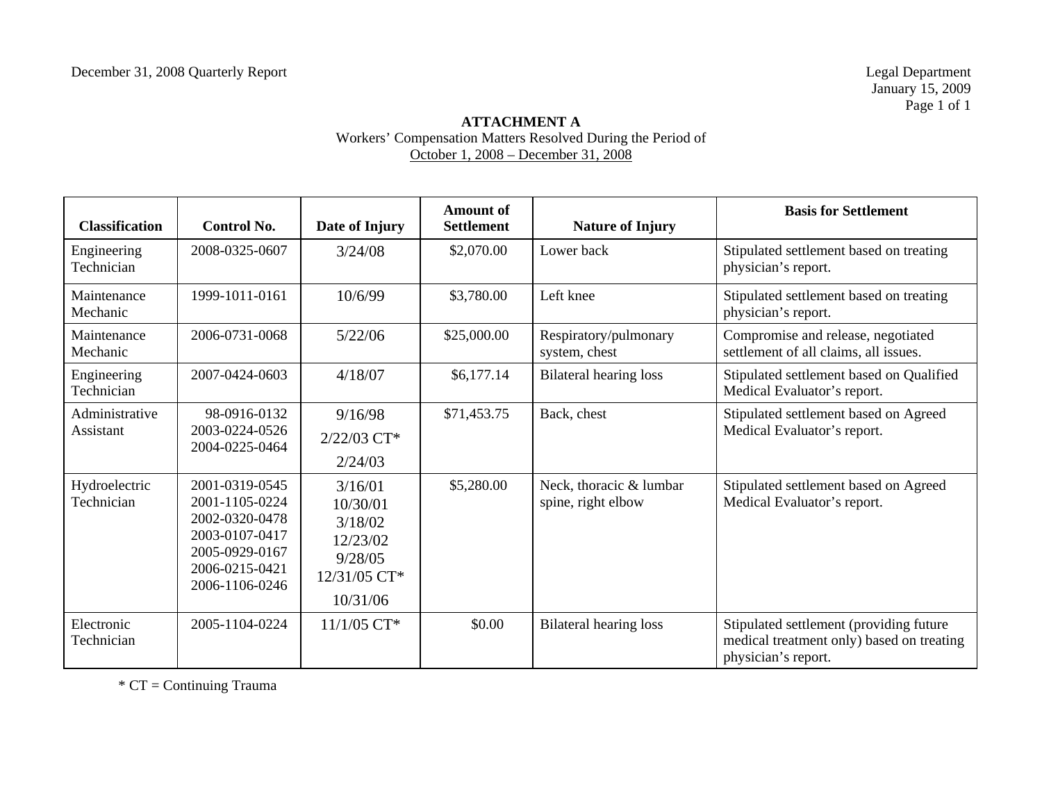December 31, 2008 Quarterly Report

Legal Department
January 15, 2009

## ATTACHMENT A

Workers' Compensation Matters Resolved During the Period of
October 1, 2008 – December 31, 2008

| Classification | Control No. | Date of Injury | Amount of Settlement | Nature of Injury | Basis for Settlement |
|---|---|---|---|---|---|
| Engineering Technician | 2008-0325-0607 | 3/24/08 | $2,070.00 | Lower back | Stipulated settlement based on treating physician's report. |
| Maintenance Mechanic | 1999-1011-0161 | 10/6/99 | $3,780.00 | Left knee | Stipulated settlement based on treating physician's report. |
| Maintenance Mechanic | 2006-0731-0068 | 5/22/06 | $25,000.00 | Respiratory/pulmonary system, chest | Compromise and release, negotiated settlement of all claims, all issues. |
| Engineering Technician | 2007-0424-0603 | 4/18/07 | $6,177.14 | Bilateral hearing loss | Stipulated settlement based on Qualified Medical Evaluator's report. |
| Administrative Assistant | 98-0916-0132<br>2003-0224-0526<br>2004-0225-0464 | 9/16/98<br>2/22/03 CT*<br>2/24/03 | $71,453.75 | Back, chest | Stipulated settlement based on Agreed Medical Evaluator's report. |
| Hydroelectric Technician | 2001-0319-0545<br>2001-1105-0224<br>2002-0320-0478<br>2003-0107-0417<br>2005-0929-0167<br>2006-0215-0421<br>2006-1106-0246 | 3/16/01<br>10/30/01<br>3/18/02<br>12/23/02<br>9/28/05<br>12/31/05 CT*<br>10/31/06 | $5,280.00 | Neck, thoracic & lumbar spine, right elbow | Stipulated settlement based on Agreed Medical Evaluator's report. |
| Electronic Technician | 2005-1104-0224 | 11/1/05 CT* | $0.00 | Bilateral hearing loss | Stipulated settlement (providing future medical treatment only) based on treating physician's report. |

* CT = Continuing Trauma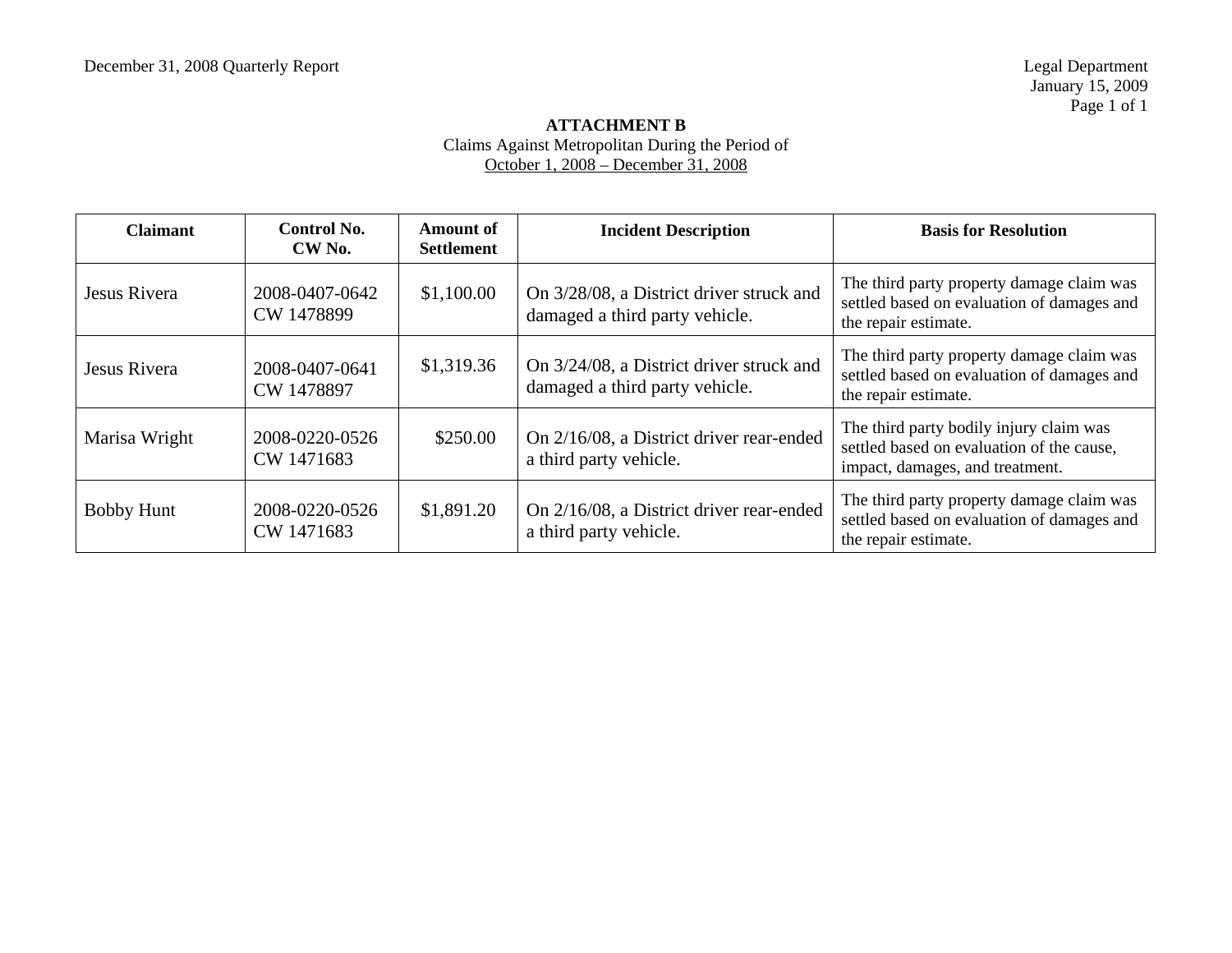December 31, 2008 Quarterly Report

Legal Department
January 15, 2009

**ATTACHMENT B**
Claims Against Metropolitan During the Period of
October 1, 2008 – December 31, 2008

| Claimant | Control No. CW No. | Amount of Settlement | Incident Description | Basis for Resolution |
|---|---|---|---|---|
| Jesus Rivera | 2008-0407-0642 CW 1478899 | $1,100.00 | On 3/28/08, a District driver struck and damaged a third party vehicle. | The third party property damage claim was settled based on evaluation of damages and the repair estimate. |
| Jesus Rivera | 2008-0407-0641 CW 1478897 | $1,319.36 | On 3/24/08, a District driver struck and damaged a third party vehicle. | The third party property damage claim was settled based on evaluation of damages and the repair estimate. |
| Marisa Wright | 2008-0220-0526 CW 1471683 | $250.00 | On 2/16/08, a District driver rear-ended a third party vehicle. | The third party bodily injury claim was settled based on evaluation of the cause, impact, damages, and treatment. |
| Bobby Hunt | 2008-0220-0526 CW 1471683 | $1,891.20 | On 2/16/08, a District driver rear-ended a third party vehicle. | The third party property damage claim was settled based on evaluation of damages and the repair estimate. |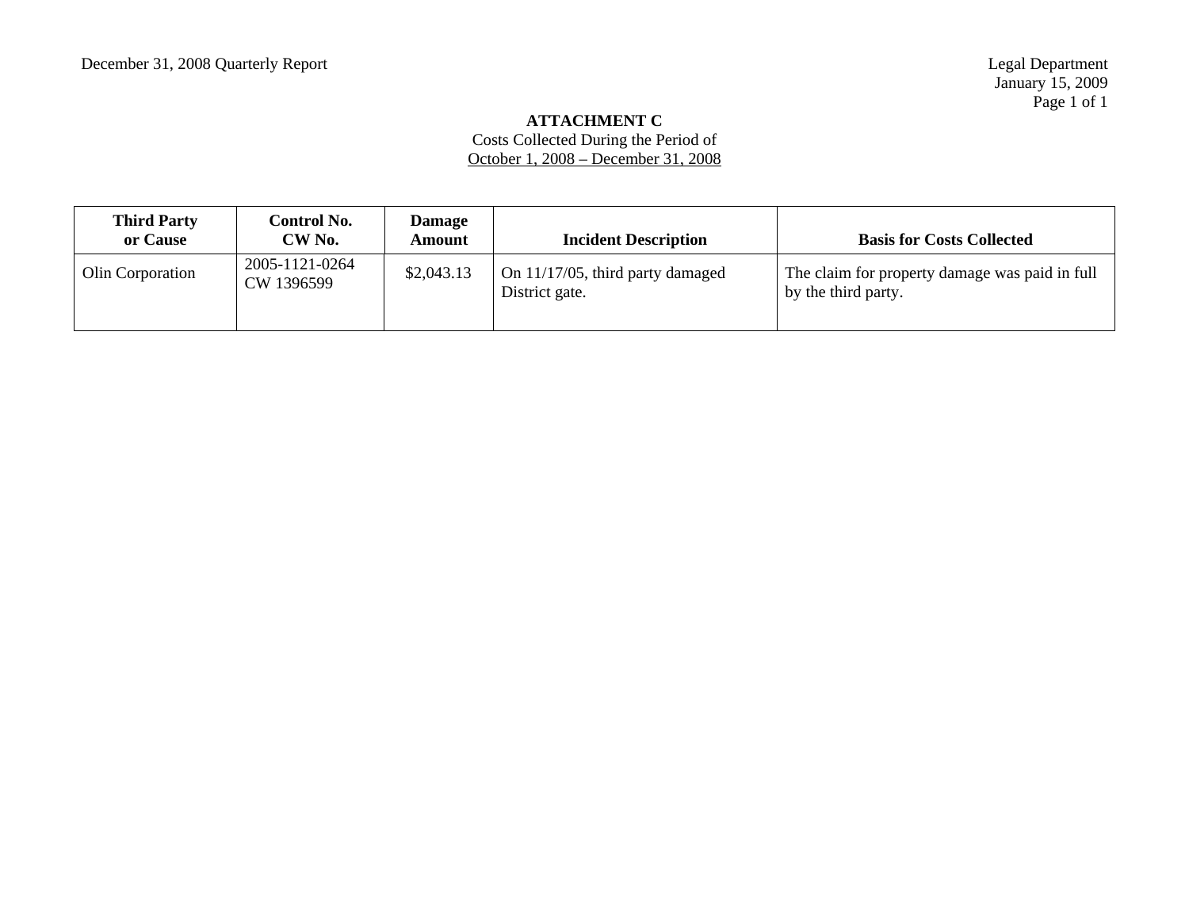## ATTACHMENT C

Costs Collected During the Period of
October 1, 2008 – December 31, 2008

| Third Party or Cause | Control No. CW No. | Damage Amount | Incident Description | Basis for Costs Collected |
|---|---|---|---|---|
| Olin Corporation | 2005-1121-0264 CW 1396599 | $2,043.13 | On 11/17/05, third party damaged District gate. | The claim for property damage was paid in full by the third party. |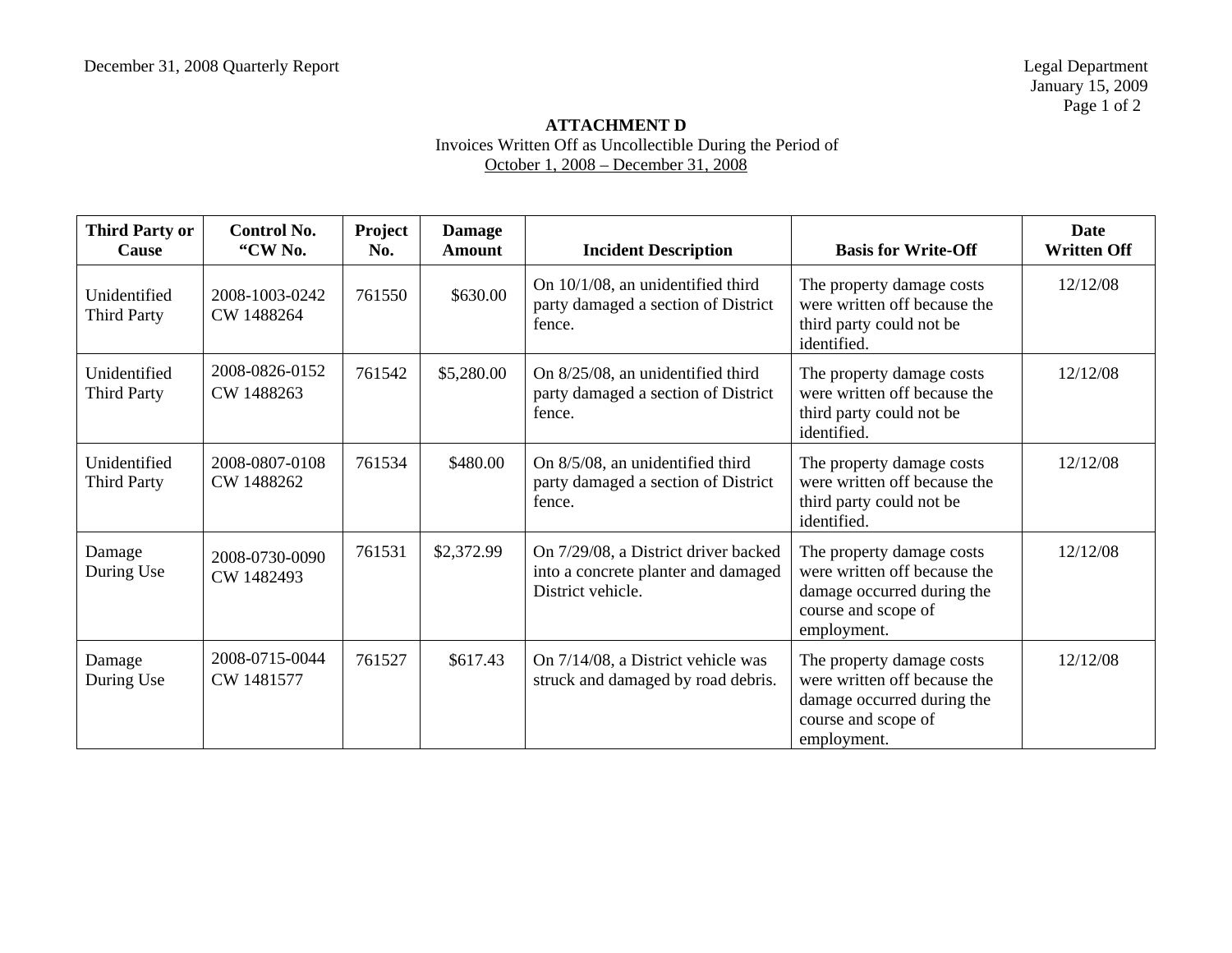December 31, 2008 Quarterly Report

Legal Department
January 15, 2009

**ATTACHMENT D**
Invoices Written Off as Uncollectible During the Period of
October 1, 2008 – December 31, 2008

| Third Party or Cause | Control No. “CW No. | Project No. | Damage Amount | Incident Description | Basis for Write-Off | Date Written Off |
|---|---|---|---|---|---|---|
| Unidentified Third Party | 2008-1003-0242 CW 1488264 | 761550 | $630.00 | On 10/1/08, an unidentified third party damaged a section of District fence. | The property damage costs were written off because the third party could not be identified. | 12/12/08 |
| Unidentified Third Party | 2008-0826-0152 CW 1488263 | 761542 | $5,280.00 | On 8/25/08, an unidentified third party damaged a section of District fence. | The property damage costs were written off because the third party could not be identified. | 12/12/08 |
| Unidentified Third Party | 2008-0807-0108 CW 1488262 | 761534 | $480.00 | On 8/5/08, an unidentified third party damaged a section of District fence. | The property damage costs were written off because the third party could not be identified. | 12/12/08 |
| Damage During Use | 2008-0730-0090 CW 1482493 | 761531 | $2,372.99 | On 7/29/08, a District driver backed into a concrete planter and damaged District vehicle. | The property damage costs were written off because the damage occurred during the course and scope of employment. | 12/12/08 |
| Damage During Use | 2008-0715-0044 CW 1481577 | 761527 | $617.43 | On 7/14/08, a District vehicle was struck and damaged by road debris. | The property damage costs were written off because the damage occurred during the course and scope of employment. | 12/12/08 |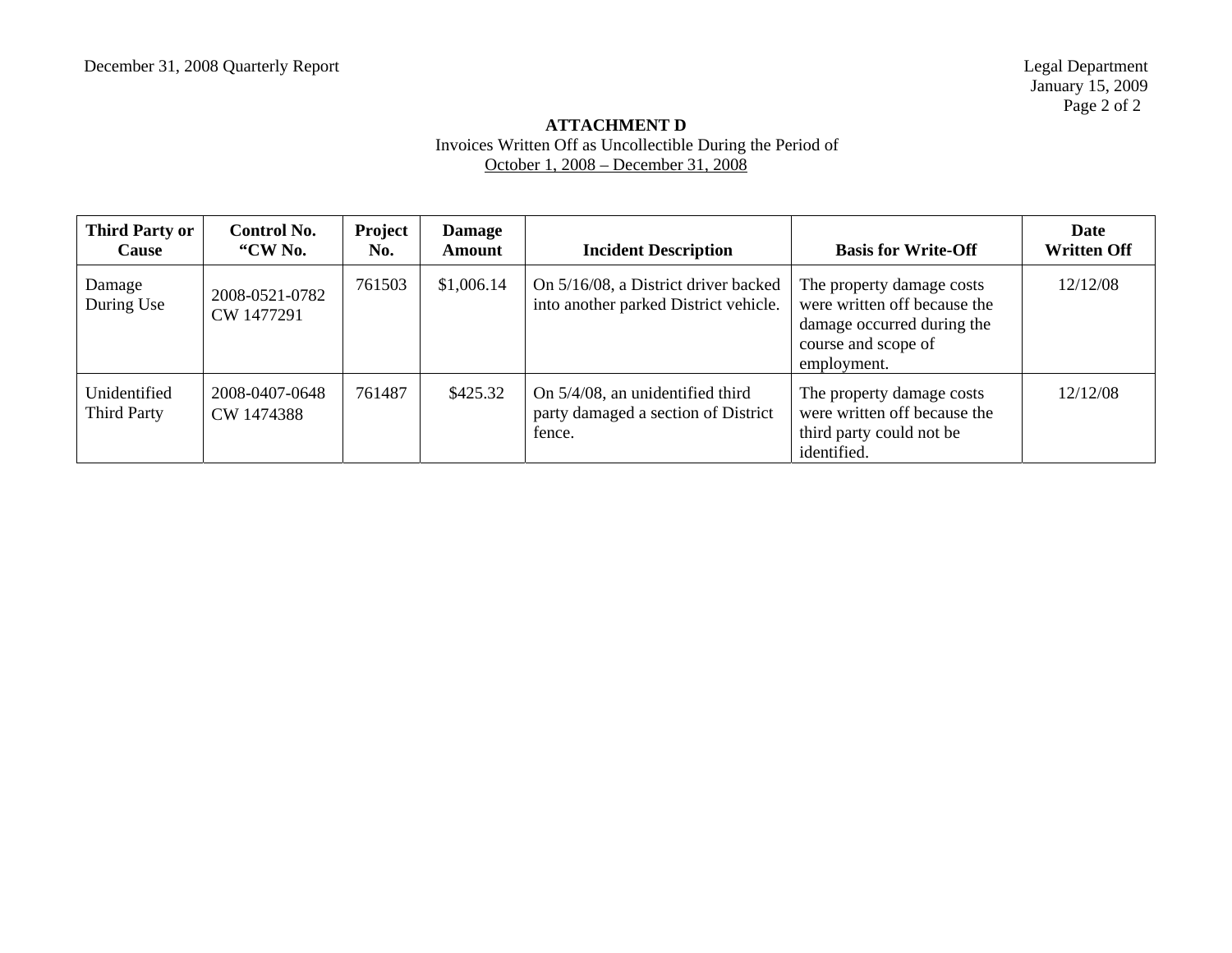**ATTACHMENT D**

Invoices Written Off as Uncollectible During the Period of

October 1, 2008 – December 31, 2008

| Third Party or Cause | Control No. "CW No. | Project No. | Damage Amount | Incident Description | Basis for Write-Off | Date Written Off |
|---|---|---|---|---|---|---|
| Damage During Use | 2008-0521-0782 CW 1477291 | 761503 | $1,006.14 | On 5/16/08, a District driver backed into another parked District vehicle. | The property damage costs were written off because the damage occurred during the course and scope of employment. | 12/12/08 |
| Unidentified Third Party | 2008-0407-0648 CW 1474388 | 761487 | $425.32 | On 5/4/08, an unidentified third party damaged a section of District fence. | The property damage costs were written off because the third party could not be identified. | 12/12/08 |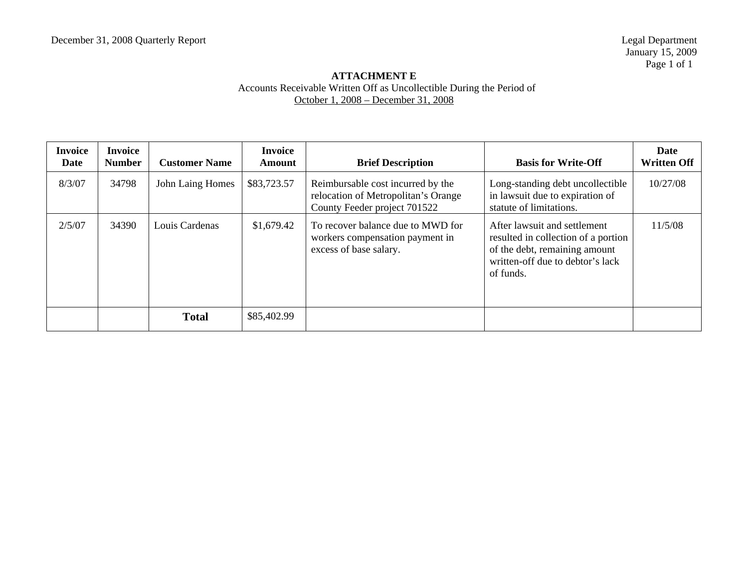December 31, 2008 Quarterly Report

Legal Department
January 15, 2009

**ATTACHMENT E**

Accounts Receivable Written Off as Uncollectible During the Period of
October 1, 2008 – December 31, 2008

| Invoice Date | Invoice Number | Customer Name | Invoice Amount | Brief Description | Basis for Write-Off | Date Written Off |
|---|---|---|---|---|---|---|
| 8/3/07 | 34798 | John Laing Homes | $83,723.57 | Reimbursable cost incurred by the relocation of Metropolitan's Orange County Feeder project 701522 | Long-standing debt uncollectible in lawsuit due to expiration of statute of limitations. | 10/27/08 |
| 2/5/07 | 34390 | Louis Cardenas | $1,679.42 | To recover balance due to MWD for workers compensation payment in excess of base salary. | After lawsuit and settlement resulted in collection of a portion of the debt, remaining amount written-off due to debtor's lack of funds. | 11/5/08 |
| | | **Total** | $85,402.99 | | | |